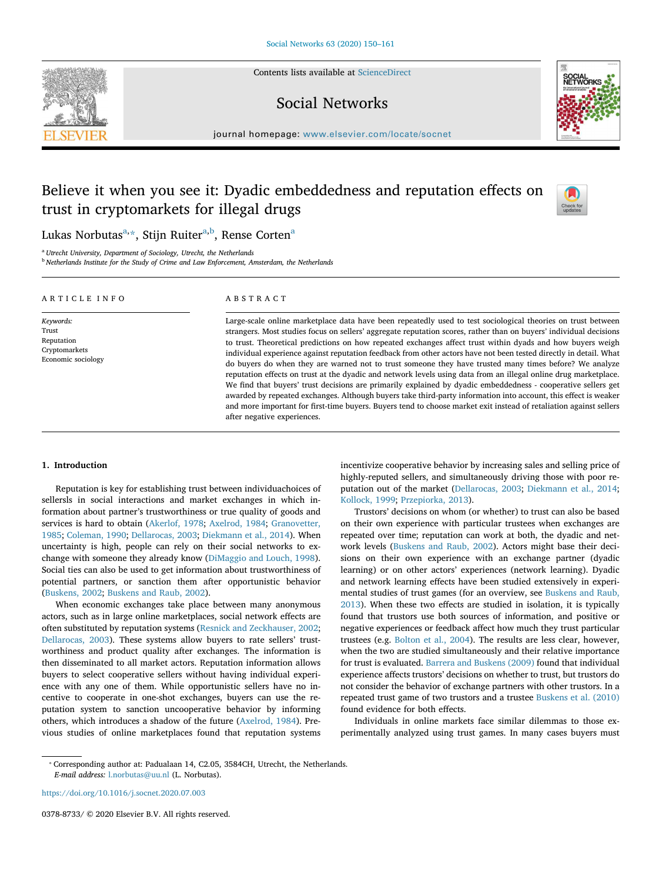# Believe it when you see it: Dyadic embeddedness and reputation effects on trust in cryptomarkets for illegal drugs

Lukas Norbutas[a,*], Stijn Ruiter[a,b], Rense Corten[a]

[a] Utrecht University, Department of Sociology, Utrecht, the Netherlands
[b] Netherlands Institute for the Study of Crime and Law Enforcement, Amsterdam, the Netherlands

**ARTICLE INFO**

*Keywords:*
Trust
Reputation
Cryptomarkets
Economic sociology

**ABSTRACT**

Large-scale online marketplace data have been repeatedly used to test sociological theories on trust between strangers. Most studies focus on sellers' aggregate reputation scores, rather than on buyers' individual decisions to trust. Theoretical predictions on how repeated exchanges affect trust within dyads and how buyers weigh individual experience against reputation feedback from other actors have not been tested directly in detail. What do buyers do when they are warned not to trust someone they have trusted many times before? We analyze reputation effects on trust at the dyadic and network levels using data from an illegal online drug marketplace. We find that buyers' trust decisions are primarily explained by dyadic embeddedness - cooperative sellers get awarded by repeated exchanges. Although buyers take third-party information into account, this effect is weaker and more important for first-time buyers. Buyers tend to choose market exit instead of retaliation against sellers after negative experiences.

## 1. Introduction

Reputation is key for establishing trust between individuachoices of sellersls in social interactions and market exchanges in which information about partner's trustworthiness or true quality of goods and services is hard to obtain (Akerlof, 1978; Axelrod, 1984; Granovetter, 1985; Coleman, 1990; Dellarocas, 2003; Diekmann et al., 2014). When uncertainty is high, people can rely on their social networks to exchange with someone they already know (DiMaggio and Louch, 1998). Social ties can also be used to get information about trustworthiness of potential partners, or sanction them after opportunistic behavior (Buskens, 2002; Buskens and Raub, 2002).

When economic exchanges take place between many anonymous actors, such as in large online marketplaces, social network effects are often substituted by reputation systems (Resnick and Zeckhauser, 2002; Dellarocas, 2003). These systems allow buyers to rate sellers' trustworthiness and product quality after exchanges. The information is then disseminated to all market actors. Reputation information allows buyers to select cooperative sellers without having individual experience with any one of them. While opportunistic sellers have no incentive to cooperate in one-shot exchanges, buyers can use the reputation system to sanction uncooperative behavior by informing others, which introduces a shadow of the future (Axelrod, 1984). Previous studies of online marketplaces found that reputation systems incentivize cooperative behavior by increasing sales and selling price of highly-reputed sellers, and simultaneously driving those with poor reputation out of the market (Dellarocas, 2003; Diekmann et al., 2014; Kollock, 1999; Przepiorka, 2013).

Trustors' decisions on whom (or whether) to trust can also be based on their own experience with particular trustees when exchanges are repeated over time; reputation can work at both, the dyadic and network levels (Buskens and Raub, 2002). Actors might base their decisions on their own experience with an exchange partner (dyadic learning) or on other actors' experiences (network learning). Dyadic and network learning effects have been studied extensively in experimental studies of trust games (for an overview, see Buskens and Raub, 2013). When these two effects are studied in isolation, it is typically found that trustors use both sources of information, and positive or negative experiences or feedback affect how much they trust particular trustees (e.g. Bolton et al., 2004). The results are less clear, however, when the two are studied simultaneously and their relative importance for trust is evaluated. Barrera and Buskens (2009) found that individual experience affects trustors' decisions on whether to trust, but trustors do not consider the behavior of exchange partners with other trustors. In a repeated trust game of two trustors and a trustee Buskens et al. (2010) found evidence for both effects.

Individuals in online markets face similar dilemmas to those experimentally analyzed using trust games. In many cases buyers must

---

* Corresponding author at: Padualaan 14, C2.05, 3584CH, Utrecht, the Netherlands.
*E-mail address:* l.norbutas@uu.nl (L. Norbutas).

https://doi.org/10.1016/j.socnet.2020.07.003

0378-8733/ © 2020 Elsevier B.V. All rights reserved.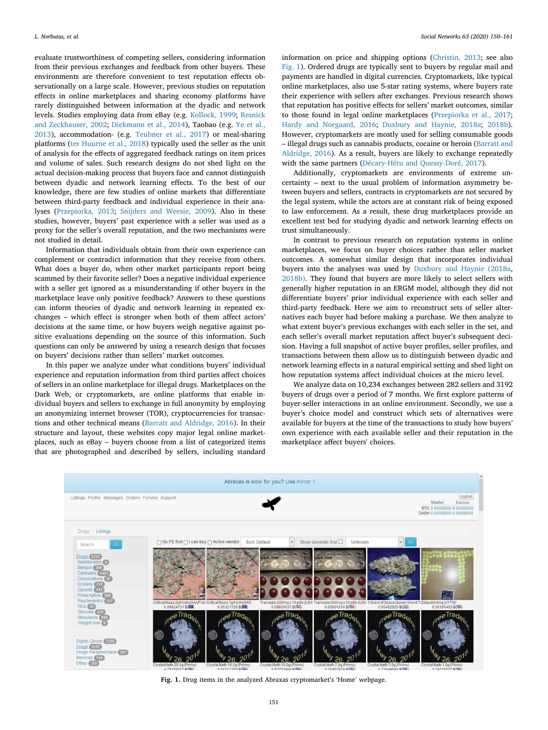evaluate trustworthiness of competing sellers, considering information from their previous exchanges and feedback from other buyers. These environments are therefore convenient to test reputation effects observationally on a large scale. However, previous studies on reputation effects in online marketplaces and sharing economy platforms have rarely distinguished between information at the dyadic and network levels. Studies employing data from eBay (e.g. Kollock, 1999; Resnick and Zeckhauser, 2002; Diekmann et al., 2014), Taobao (e.g. Ye et al., 2013), accommodation- (e.g. Teubner et al., 2017) or meal-sharing platforms (ter Huurne et al., 2018) typically used the seller as the unit of analysis for the effects of aggregated feedback ratings on item prices and volume of sales. Such research designs do not shed light on the actual decision-making process that buyers face and cannot distinguish between dyadic and network learning effects. To the best of our knowledge, there are few studies of online markets that differentiate between third-party feedback and individual experience in their analyses (Przepiorka, 2013; Snijders and Weesie, 2009). Also in these studies, however, buyers' past experience with a seller was used as a proxy for the seller's overall reputation, and the two mechanisms were not studied in detail.

Information that individuals obtain from their own experience can complement or contradict information that they receive from others. What does a buyer do, when other market participants report being scammed by their favorite seller? Does a negative individual experience with a seller get ignored as a misunderstanding if other buyers in the marketplace leave only positive feedback? Answers to these questions can inform theories of dyadic and network learning in repeated exchanges – which effect is stronger when both of them affect actors' decisions at the same time, or how buyers weigh negative against positive evaluations depending on the source of this information. Such questions can only be answered by using a research design that focuses on buyers' decisions rather than sellers' market outcomes.

In this paper we analyze under what conditions buyers' individual experience and reputation information from third parties affect choices of sellers in an online marketplace for illegal drugs. Marketplaces on the Dark Web, or cryptomarkets, are online platforms that enable individual buyers and sellers to exchange in full anonymity by employing an anonymizing internet browser (TOR), cryptocurrencies for transactions and other technical means (Barratt and Aldridge, 2016). In their structure and layout, these websites copy major legal online marketplaces, such as eBay – buyers choose from a list of categorized items that are photographed and described by sellers, including standard information on price and shipping options (Christin, 2013; see also Fig. 1). Ordered drugs are typically sent to buyers by regular mail and payments are handled in digital currencies. Cryptomarkets, like typical online marketplaces, also use 5-star rating systems, where buyers rate their experience with sellers after exchanges. Previous research shows that reputation has positive effects for sellers' market outcomes, similar to those found in legal online marketplaces (Przepiorka et al., 2017; Hardy and Norgaard, 2016; Duxbury and Haynie, 2018a; 2018b). However, cryptomarkets are mostly used for selling consumable goods – illegal drugs such as cannabis products, cocaine or heroin (Barratt and Aldridge, 2016). As a result, buyers are likely to exchange repeatedly with the same partners (Décary-Hétu and Quessy-Doré, 2017).

Additionally, cryptomarkets are environments of extreme uncertainty – next to the usual problem of information asymmetry between buyers and sellers, contracts in cryptomarkets are not secured by the legal system, while the actors are at constant risk of being exposed to law enforcement. As a result, these drug marketplaces provide an excellent test bed for studying dyadic and network learning effects on trust simultaneously.

In contrast to previous research on reputation systems in online marketplaces, we focus on buyer choices rather than seller market outcomes. A somewhat similar design that incorporates individual buyers into the analyses was used by Duxbury and Haynie (2018a, 2018b). They found that buyers are more likely to select sellers with generally higher reputation in an ERGM model, although they did not differentiate buyers' prior individual experience with each seller and third-party feedback. Here we aim to reconstruct sets of seller alternatives each buyer had before making a purchase. We then analyze to what extent buyer's previous exchanges with each seller in the set, and each seller's overall market reputation affect buyer's subsequent decision. Having a full snapshot of active buyer profiles, seller profiles, and transactions between them allow us to distinguish between dyadic and network learning effects in a natural empirical setting and shed light on how reputation systems affect individual choices at the micro level.

We analyze data on 10,234 exchanges between 282 sellers and 3192 buyers of drugs over a period of 7 months. We first explore patterns of buyer-seller interactions in an online environment. Secondly, we use a buyer's choice model and construct which sets of alternatives were available for buyers at the time of the transactions to study how buyers' own experience with each available seller and their reputation in the marketplace affect buyers' choices.

**Fig. 1.** Drug items in the analyzed Abraxas cryptomarket's 'Home' webpage.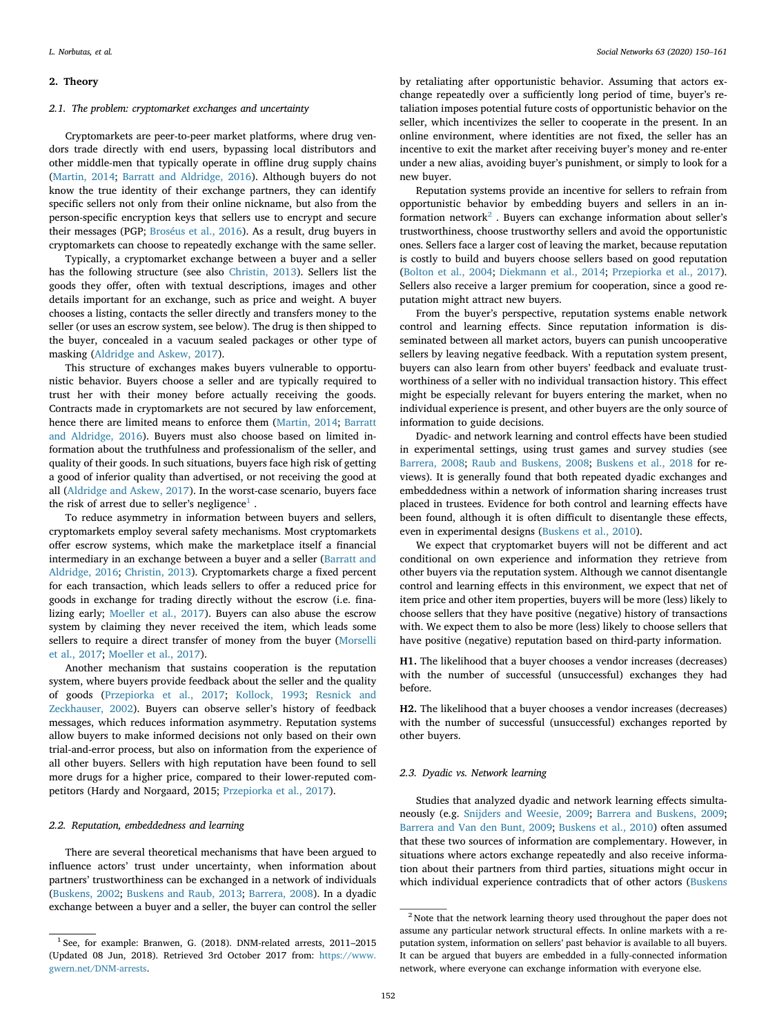## 2. Theory

### 2.1. The problem: cryptomarket exchanges and uncertainty

Cryptomarkets are peer-to-peer market platforms, where drug vendors trade directly with end users, bypassing local distributors and other middle-men that typically operate in offline drug supply chains (Martin, 2014; Barratt and Aldridge, 2016). Although buyers do not know the true identity of their exchange partners, they can identify specific sellers not only from their online nickname, but also from the person-specific encryption keys that sellers use to encrypt and secure their messages (PGP; Broséus et al., 2016). As a result, drug buyers in cryptomarkets can choose to repeatedly exchange with the same seller.

Typically, a cryptomarket exchange between a buyer and a seller has the following structure (see also Christin, 2013). Sellers list the goods they offer, often with textual descriptions, images and other details important for an exchange, such as price and weight. A buyer chooses a listing, contacts the seller directly and transfers money to the seller (or uses an escrow system, see below). The drug is then shipped to the buyer, concealed in a vacuum sealed packages or other type of masking (Aldridge and Askew, 2017).

This structure of exchanges makes buyers vulnerable to opportunistic behavior. Buyers choose a seller and are typically required to trust her with their money before actually receiving the goods. Contracts made in cryptomarkets are not secured by law enforcement, hence there are limited means to enforce them (Martin, 2014; Barratt and Aldridge, 2016). Buyers must also choose based on limited information about the truthfulness and professionalism of the seller, and quality of their goods. In such situations, buyers face high risk of getting a good of inferior quality than advertised, or not receiving the good at all (Aldridge and Askew, 2017). In the worst-case scenario, buyers face the risk of arrest due to seller's negligence[1] .

To reduce asymmetry in information between buyers and sellers, cryptomarkets employ several safety mechanisms. Most cryptomarkets offer escrow systems, which make the marketplace itself a financial intermediary in an exchange between a buyer and a seller (Barratt and Aldridge, 2016; Christin, 2013). Cryptomarkets charge a fixed percent for each transaction, which leads sellers to offer a reduced price for goods in exchange for trading directly without the escrow (i.e. finalizing early; Moeller et al., 2017). Buyers can also abuse the escrow system by claiming they never received the item, which leads some sellers to require a direct transfer of money from the buyer (Morselli et al., 2017; Moeller et al., 2017).

Another mechanism that sustains cooperation is the reputation system, where buyers provide feedback about the seller and the quality of goods (Przepiorka et al., 2017; Kollock, 1993; Resnick and Zeckhauser, 2002). Buyers can observe seller's history of feedback messages, which reduces information asymmetry. Reputation systems allow buyers to make informed decisions not only based on their own trial-and-error process, but also on information from the experience of all other buyers. Sellers with high reputation have been found to sell more drugs for a higher price, compared to their lower-reputed competitors (Hardy and Norgaard, 2015; Przepiorka et al., 2017).

### 2.2. Reputation, embeddedness and learning

There are several theoretical mechanisms that have been argued to influence actors' trust under uncertainty, when information about partners' trustworthiness can be exchanged in a network of individuals (Buskens, 2002; Buskens and Raub, 2013; Barrera, 2008). In a dyadic exchange between a buyer and a seller, the buyer can control the seller by retaliating after opportunistic behavior. Assuming that actors exchange repeatedly over a sufficiently long period of time, buyer's retaliation imposes potential future costs of opportunistic behavior on the seller, which incentivizes the seller to cooperate in the present. In an online environment, where identities are not fixed, the seller has an incentive to exit the market after receiving buyer's money and re-enter under a new alias, avoiding buyer's punishment, or simply to look for a new buyer.

Reputation systems provide an incentive for sellers to refrain from opportunistic behavior by embedding buyers and sellers in an information network[2] . Buyers can exchange information about seller's trustworthiness, choose trustworthy sellers and avoid the opportunistic ones. Sellers face a larger cost of leaving the market, because reputation is costly to build and buyers choose sellers based on good reputation (Bolton et al., 2004; Diekmann et al., 2014; Przepiorka et al., 2017). Sellers also receive a larger premium for cooperation, since a good reputation might attract new buyers.

From the buyer's perspective, reputation systems enable network control and learning effects. Since reputation information is disseminated between all market actors, buyers can punish uncooperative sellers by leaving negative feedback. With a reputation system present, buyers can also learn from other buyers' feedback and evaluate trustworthiness of a seller with no individual transaction history. This effect might be especially relevant for buyers entering the market, when no individual experience is present, and other buyers are the only source of information to guide decisions.

Dyadic- and network learning and control effects have been studied in experimental settings, using trust games and survey studies (see Barrera, 2008; Raub and Buskens, 2008; Buskens et al., 2018 for reviews). It is generally found that both repeated dyadic exchanges and embeddedness within a network of information sharing increases trust placed in trustees. Evidence for both control and learning effects have been found, although it is often difficult to disentangle these effects, even in experimental designs (Buskens et al., 2010).

We expect that cryptomarket buyers will not be different and act conditional on own experience and information they retrieve from other buyers via the reputation system. Although we cannot disentangle control and learning effects in this environment, we expect that net of item price and other item properties, buyers will be more (less) likely to choose sellers that they have positive (negative) history of transactions with. We expect them to also be more (less) likely to choose sellers that have positive (negative) reputation based on third-party information.

**H1.** The likelihood that a buyer chooses a vendor increases (decreases) with the number of successful (unsuccessful) exchanges they had before.

**H2.** The likelihood that a buyer chooses a vendor increases (decreases) with the number of successful (unsuccessful) exchanges reported by other buyers.

### 2.3. Dyadic vs. Network learning

Studies that analyzed dyadic and network learning effects simultaneously (e.g. Snijders and Weesie, 2009; Barrera and Buskens, 2009; Barrera and Van den Bunt, 2009; Buskens et al., 2010) often assumed that these two sources of information are complementary. However, in situations where actors exchange repeatedly and also receive information about their partners from third parties, situations might occur in which individual experience contradicts that of other actors (Buskens

---

[1] See, for example: Branwen, G. (2018). DNM-related arrests, 2011–2015 (Updated 08 Jun, 2018). Retrieved 3rd October 2017 from: https://www.gwern.net/DNM-arrests.

[2] Note that the network learning theory used throughout the paper does not assume any particular network structural effects. In online markets with a reputation system, information on sellers' past behavior is available to all buyers. It can be argued that buyers are embedded in a fully-connected information network, where everyone can exchange information with everyone else.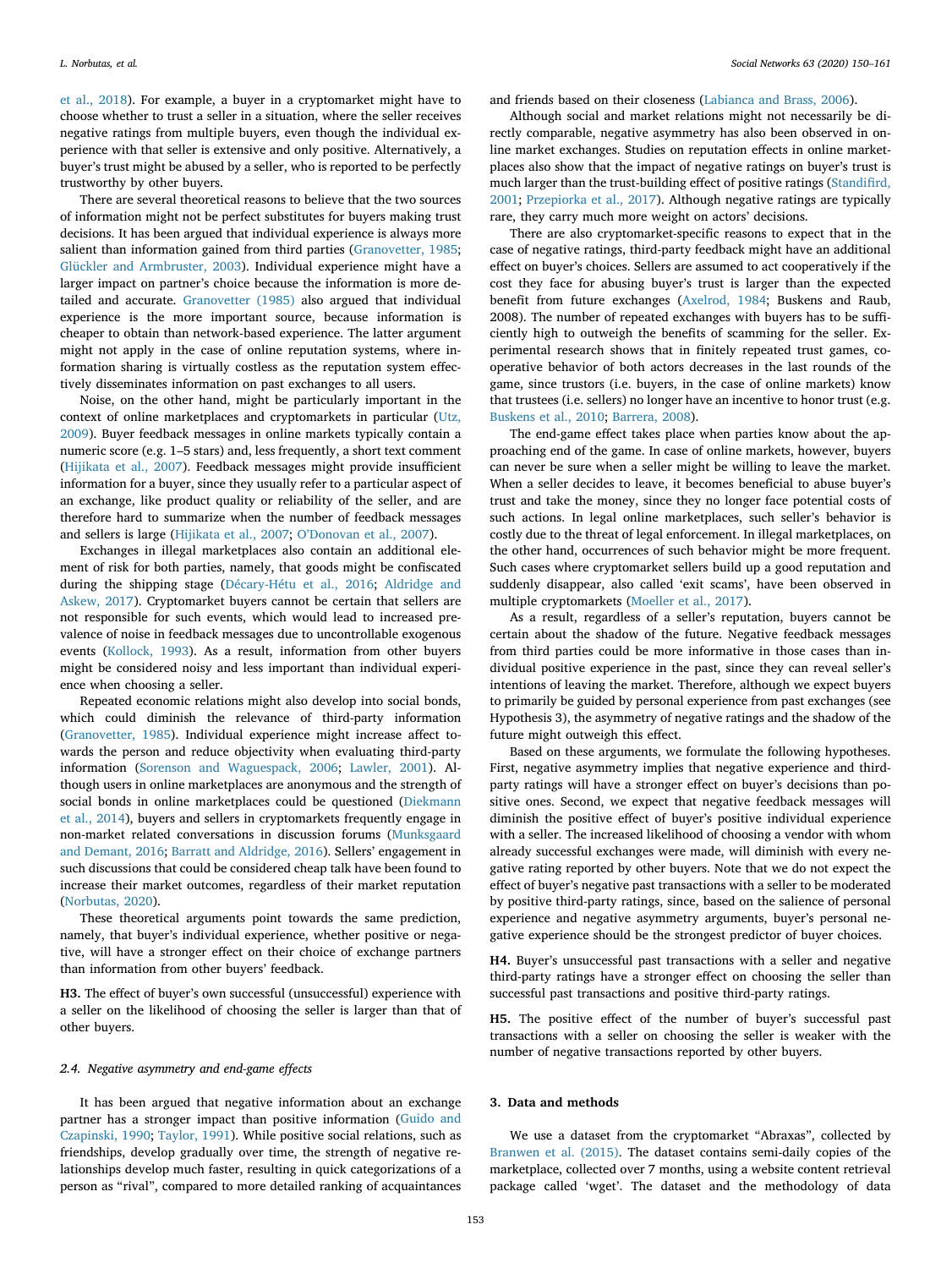et al., 2018). For example, a buyer in a cryptomarket might have to choose whether to trust a seller in a situation, where the seller receives negative ratings from multiple buyers, even though the individual experience with that seller is extensive and only positive. Alternatively, a buyer's trust might be abused by a seller, who is reported to be perfectly trustworthy by other buyers.

There are several theoretical reasons to believe that the two sources of information might not be perfect substitutes for buyers making trust decisions. It has been argued that individual experience is always more salient than information gained from third parties (Granovetter, 1985; Glückler and Armbruster, 2003). Individual experience might have a larger impact on partner's choice because the information is more detailed and accurate. Granovetter (1985) also argued that individual experience is the more important source, because information is cheaper to obtain than network-based experience. The latter argument might not apply in the case of online reputation systems, where information sharing is virtually costless as the reputation system effectively disseminates information on past exchanges to all users.

Noise, on the other hand, might be particularly important in the context of online marketplaces and cryptomarkets in particular (Utz, 2009). Buyer feedback messages in online markets typically contain a numeric score (e.g. 1–5 stars) and, less frequently, a short text comment (Hijikata et al., 2007). Feedback messages might provide insufficient information for a buyer, since they usually refer to a particular aspect of an exchange, like product quality or reliability of the seller, and are therefore hard to summarize when the number of feedback messages and sellers is large (Hijikata et al., 2007; O'Donovan et al., 2007).

Exchanges in illegal marketplaces also contain an additional element of risk for both parties, namely, that goods might be confiscated during the shipping stage (Décary-Hétu et al., 2016; Aldridge and Askew, 2017). Cryptomarket buyers cannot be certain that sellers are not responsible for such events, which would lead to increased prevalence of noise in feedback messages due to uncontrollable exogenous events (Kollock, 1993). As a result, information from other buyers might be considered noisy and less important than individual experience when choosing a seller.

Repeated economic relations might also develop into social bonds, which could diminish the relevance of third-party information (Granovetter, 1985). Individual experience might increase affect towards the person and reduce objectivity when evaluating third-party information (Sorenson and Waguespack, 2006; Lawler, 2001). Although users in online marketplaces are anonymous and the strength of social bonds in online marketplaces could be questioned (Diekmann et al., 2014), buyers and sellers in cryptomarkets frequently engage in non-market related conversations in discussion forums (Munksgaard and Demant, 2016; Barratt and Aldridge, 2016). Sellers' engagement in such discussions that could be considered cheap talk have been found to increase their market outcomes, regardless of their market reputation (Norbutas, 2020).

These theoretical arguments point towards the same prediction, namely, that buyer's individual experience, whether positive or negative, will have a stronger effect on their choice of exchange partners than information from other buyers' feedback.

**H3.** The effect of buyer's own successful (unsuccessful) experience with a seller on the likelihood of choosing the seller is larger than that of other buyers.

### 2.4. Negative asymmetry and end-game effects

It has been argued that negative information about an exchange partner has a stronger impact than positive information (Guido and Czapinski, 1990; Taylor, 1991). While positive social relations, such as friendships, develop gradually over time, the strength of negative relationships develop much faster, resulting in quick categorizations of a person as "rival", compared to more detailed ranking of acquaintances and friends based on their closeness (Labianca and Brass, 2006).

Although social and market relations might not necessarily be directly comparable, negative asymmetry has also been observed in online market exchanges. Studies on reputation effects in online marketplaces also show that the impact of negative ratings on buyer's trust is much larger than the trust-building effect of positive ratings (Standifird, 2001; Przepiorka et al., 2017). Although negative ratings are typically rare, they carry much more weight on actors' decisions.

There are also cryptomarket-specific reasons to expect that in the case of negative ratings, third-party feedback might have an additional effect on buyer's choices. Sellers are assumed to act cooperatively if the cost they face for abusing buyer's trust is larger than the expected benefit from future exchanges (Axelrod, 1984; Buskens and Raub, 2008). The number of repeated exchanges with buyers has to be sufficiently high to outweigh the benefits of scamming for the seller. Experimental research shows that in finitely repeated trust games, cooperative behavior of both actors decreases in the last rounds of the game, since trustors (i.e. buyers, in the case of online markets) know that trustees (i.e. sellers) no longer have an incentive to honor trust (e.g. Buskens et al., 2010; Barrera, 2008).

The end-game effect takes place when parties know about the approaching end of the game. In case of online markets, however, buyers can never be sure when a seller might be willing to leave the market. When a seller decides to leave, it becomes beneficial to abuse buyer's trust and take the money, since they no longer face potential costs of such actions. In legal online marketplaces, such seller's behavior is costly due to the threat of legal enforcement. In illegal marketplaces, on the other hand, occurrences of such behavior might be more frequent. Such cases where cryptomarket sellers build up a good reputation and suddenly disappear, also called 'exit scams', have been observed in multiple cryptomarkets (Moeller et al., 2017).

As a result, regardless of a seller's reputation, buyers cannot be certain about the shadow of the future. Negative feedback messages from third parties could be more informative in those cases than individual positive experience in the past, since they can reveal seller's intentions of leaving the market. Therefore, although we expect buyers to primarily be guided by personal experience from past exchanges (see Hypothesis 3), the asymmetry of negative ratings and the shadow of the future might outweigh this effect.

Based on these arguments, we formulate the following hypotheses. First, negative asymmetry implies that negative experience and third-party ratings will have a stronger effect on buyer's decisions than positive ones. Second, we expect that negative feedback messages will diminish the positive effect of buyer's positive individual experience with a seller. The increased likelihood of choosing a vendor with whom already successful exchanges were made, will diminish with every negative rating reported by other buyers. Note that we do not expect the effect of buyer's negative past transactions with a seller to be moderated by positive third-party ratings, since, based on the salience of personal experience and negative asymmetry arguments, buyer's personal negative experience should be the strongest predictor of buyer choices.

**H4.** Buyer's unsuccessful past transactions with a seller and negative third-party ratings have a stronger effect on choosing the seller than successful past transactions and positive third-party ratings.

**H5.** The positive effect of the number of buyer's successful past transactions with a seller on choosing the seller is weaker with the number of negative transactions reported by other buyers.

## 3. Data and methods

We use a dataset from the cryptomarket "Abraxas", collected by Branwen et al. (2015). The dataset contains semi-daily copies of the marketplace, collected over 7 months, using a website content retrieval package called 'wget'. The dataset and the methodology of data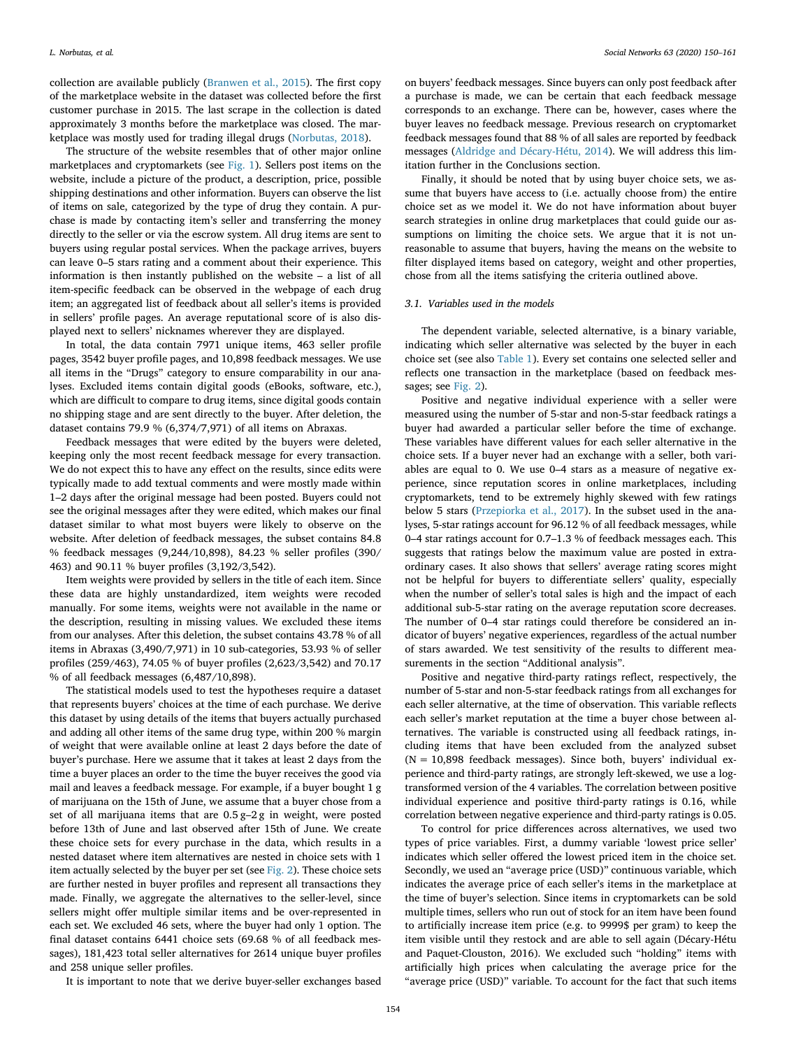collection are available publicly (Branwen et al., 2015). The first copy of the marketplace website in the dataset was collected before the first customer purchase in 2015. The last scrape in the collection is dated approximately 3 months before the marketplace was closed. The marketplace was mostly used for trading illegal drugs (Norbutas, 2018).

The structure of the website resembles that of other major online marketplaces and cryptomarkets (see Fig. 1). Sellers post items on the website, include a picture of the product, a description, price, possible shipping destinations and other information. Buyers can observe the list of items on sale, categorized by the type of drug they contain. A purchase is made by contacting item's seller and transferring the money directly to the seller or via the escrow system. All drug items are sent to buyers using regular postal services. When the package arrives, buyers can leave 0–5 stars rating and a comment about their experience. This information is then instantly published on the website – a list of all item-specific feedback can be observed in the webpage of each drug item; an aggregated list of feedback about all seller's items is provided in sellers' profile pages. An average reputational score of is also displayed next to sellers' nicknames wherever they are displayed.

In total, the data contain 7971 unique items, 463 seller profile pages, 3542 buyer profile pages, and 10,898 feedback messages. We use all items in the "Drugs" category to ensure comparability in our analyses. Excluded items contain digital goods (eBooks, software, etc.), which are difficult to compare to drug items, since digital goods contain no shipping stage and are sent directly to the buyer. After deletion, the dataset contains 79.9 % (6,374/7,971) of all items on Abraxas.

Feedback messages that were edited by the buyers were deleted, keeping only the most recent feedback message for every transaction. We do not expect this to have any effect on the results, since edits were typically made to add textual comments and were mostly made within 1–2 days after the original message had been posted. Buyers could not see the original messages after they were edited, which makes our final dataset similar to what most buyers were likely to observe on the website. After deletion of feedback messages, the subset contains 84.8 % feedback messages (9,244/10,898), 84.23 % seller profiles (390/463) and 90.11 % buyer profiles (3,192/3,542).

Item weights were provided by sellers in the title of each item. Since these data are highly unstandardized, item weights were recoded manually. For some items, weights were not available in the name or the description, resulting in missing values. We excluded these items from our analyses. After this deletion, the subset contains 43.78 % of all items in Abraxas (3,490/7,971) in 10 sub-categories, 53.93 % of seller profiles (259/463), 74.05 % of buyer profiles (2,623/3,542) and 70.17 % of all feedback messages (6,487/10,898).

The statistical models used to test the hypotheses require a dataset that represents buyers' choices at the time of each purchase. We derive this dataset by using details of the items that buyers actually purchased and adding all other items of the same drug type, within 200 % margin of weight that were available online at least 2 days before the date of buyer's purchase. Here we assume that it takes at least 2 days from the time a buyer places an order to the time the buyer receives the good via mail and leaves a feedback message. For example, if a buyer bought 1 g of marijuana on the 15th of June, we assume that a buyer chose from a set of all marijuana items that are 0.5 g–2 g in weight, were posted before 13th of June and last observed after 15th of June. We create these choice sets for every purchase in the data, which results in a nested dataset where item alternatives are nested in choice sets with 1 item actually selected by the buyer per set (see Fig. 2). These choice sets are further nested in buyer profiles and represent all transactions they made. Finally, we aggregate the alternatives to the seller-level, since sellers might offer multiple similar items and be over-represented in each set. We excluded 46 sets, where the buyer had only 1 option. The final dataset contains 6441 choice sets (69.68 % of all feedback messages), 181,423 total seller alternatives for 2614 unique buyer profiles and 258 unique seller profiles.

It is important to note that we derive buyer-seller exchanges based on buyers' feedback messages. Since buyers can only post feedback after a purchase is made, we can be certain that each feedback message corresponds to an exchange. There can be, however, cases where the buyer leaves no feedback message. Previous research on cryptomarket feedback messages found that 88 % of all sales are reported by feedback messages (Aldridge and Décary-Hétu, 2014). We will address this limitation further in the Conclusions section.

Finally, it should be noted that by using buyer choice sets, we assume that buyers have access to (i.e. actually choose from) the entire choice set as we model it. We do not have information about buyer search strategies in online drug marketplaces that could guide our assumptions on limiting the choice sets. We argue that it is not unreasonable to assume that buyers, having the means on the website to filter displayed items based on category, weight and other properties, chose from all the items satisfying the criteria outlined above.

### 3.1. Variables used in the models

The dependent variable, selected alternative, is a binary variable, indicating which seller alternative was selected by the buyer in each choice set (see also Table 1). Every set contains one selected seller and reflects one transaction in the marketplace (based on feedback messages; see Fig. 2).

Positive and negative individual experience with a seller were measured using the number of 5-star and non-5-star feedback ratings a buyer had awarded a particular seller before the time of exchange. These variables have different values for each seller alternative in the choice sets. If a buyer never had an exchange with a seller, both variables are equal to 0. We use 0–4 stars as a measure of negative experience, since reputation scores in online marketplaces, including cryptomarkets, tend to be extremely highly skewed with few ratings below 5 stars (Przepiorka et al., 2017). In the subset used in the analyses, 5-star ratings account for 96.12 % of all feedback messages, while 0–4 star ratings account for 0.7–1.3 % of feedback messages each. This suggests that ratings below the maximum value are posted in extraordinary cases. It also shows that sellers' average rating scores might not be helpful for buyers to differentiate sellers' quality, especially when the number of seller's total sales is high and the impact of each additional sub-5-star rating on the average reputation score decreases. The number of 0–4 star ratings could therefore be considered an indicator of buyers' negative experiences, regardless of the actual number of stars awarded. We test sensitivity of the results to different measurements in the section "Additional analysis".

Positive and negative third-party ratings reflect, respectively, the number of 5-star and non-5-star feedback ratings from all exchanges for each seller alternative, at the time of observation. This variable reflects each seller's market reputation at the time a buyer chose between alternatives. The variable is constructed using all feedback ratings, including items that have been excluded from the analyzed subset (N = 10,898 feedback messages). Since both, buyers' individual experience and third-party ratings, are strongly left-skewed, we use a log-transformed version of the 4 variables. The correlation between positive individual experience and positive third-party ratings is 0.16, while correlation between negative experience and third-party ratings is 0.05.

To control for price differences across alternatives, we used two types of price variables. First, a dummy variable 'lowest price seller' indicates which seller offered the lowest priced item in the choice set. Secondly, we used an "average price (USD)" continuous variable, which indicates the average price of each seller's items in the marketplace at the time of buyer's selection. Since items in cryptomarkets can be sold multiple times, sellers who run out of stock for an item have been found to artificially increase item price (e.g. to 9999$ per gram) to keep the item visible until they restock and are able to sell again (Décary-Hétu and Paquet-Clouston, 2016). We excluded such "holding" items with artificially high prices when calculating the average price for the "average price (USD)" variable. To account for the fact that such items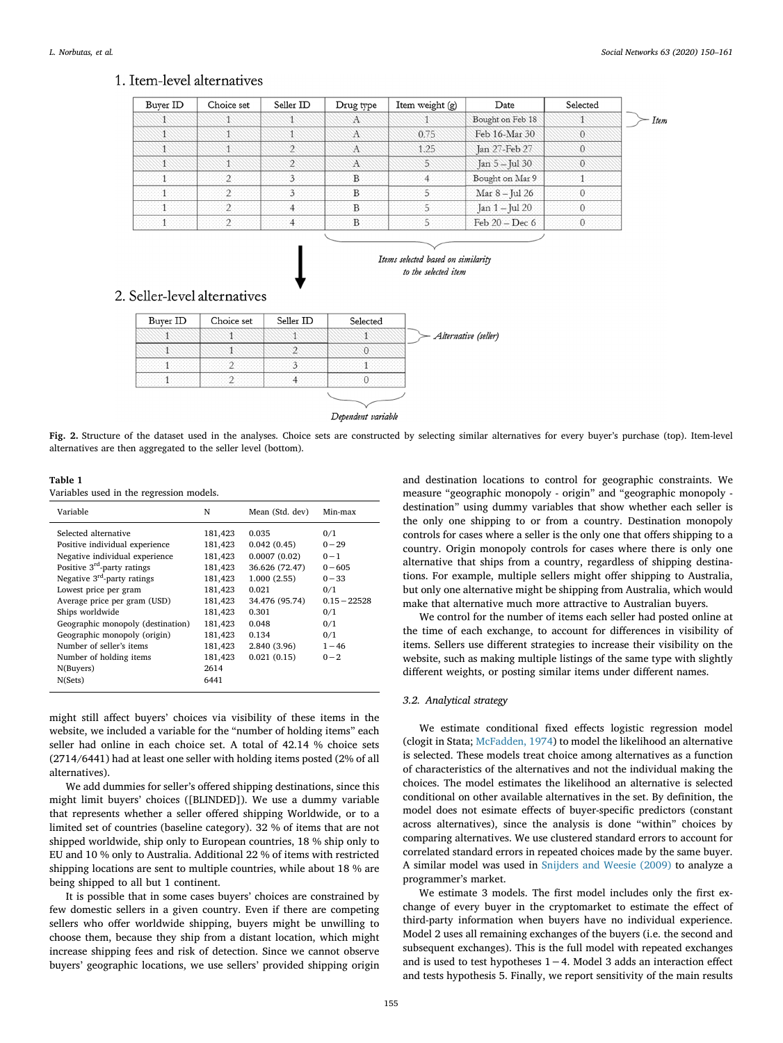## 1. Item-level alternatives

| Buyer ID | Choice set | Seller ID | Drug type | Item weight (g) | Date | Selected |
|---|---|---|---|---|---|---|
| 1 | 1 | 1 | A | 1 | Bought on Feb 18 | 1 |
| 1 | 1 | 1 | A | 0.75 | Feb 16-Mar 30 | 0 |
| 1 | 1 | 2 | A | 1.25 | Jan 27-Feb 27 | 0 |
| 1 | 1 | 2 | A | 5 | Jan 5 – Jul 30 | 0 |
| 1 | 2 | 3 | B | 4 | Bought on Mar 9 | 1 |
| 1 | 2 | 3 | B | 5 | Mar 8 – Jul 26 | 0 |
| 1 | 2 | 4 | B | 5 | Jan 1 – Jul 20 | 0 |
| 1 | 2 | 4 | B | 5 | Feb 20 – Dec 6 | 0 |

*Item* (first row); *Items selected based on similarity to the selected item*

## 2. Seller-level alternatives

| Buyer ID | Choice set | Seller ID | Selected |
|---|---|---|---|
| 1 | 1 | 1 | 1 |
| 1 | 1 | 2 | 0 |
| 1 | 2 | 3 | 1 |
| 1 | 2 | 4 | 0 |

*Alternative (seller)* (row); *Dependent variable* (Selected column)

**Fig. 2.** Structure of the dataset used in the analyses. Choice sets are constructed by selecting similar alternatives for every buyer's purchase (top). Item-level alternatives are then aggregated to the seller level (bottom).

**Table 1**
Variables used in the regression models.

| Variable | N | Mean (Std. dev) | Min-max |
|---|---|---|---|
| Selected alternative | 181,423 | 0.035 | 0/1 |
| Positive individual experience | 181,423 | 0.042 (0.45) | 0 – 29 |
| Negative individual experience | 181,423 | 0.0007 (0.02) | 0 – 1 |
| Positive 3rd-party ratings | 181,423 | 36.626 (72.47) | 0 – 605 |
| Negative 3rd-party ratings | 181,423 | 1.000 (2.55) | 0 – 33 |
| Lowest price per gram | 181,423 | 0.021 | 0/1 |
| Average price per gram (USD) | 181,423 | 34.476 (95.74) | 0.15 – 22528 |
| Ships worldwide | 181,423 | 0.301 | 0/1 |
| Geographic monopoly (destination) | 181,423 | 0.048 | 0/1 |
| Geographic monopoly (origin) | 181,423 | 0.134 | 0/1 |
| Number of seller's items | 181,423 | 2.840 (3.96) | 1 – 46 |
| Number of holding items | 181,423 | 0.021 (0.15) | 0 – 2 |
| N(Buyers) | 2614 | | |
| N(Sets) | 6441 | | |

might still affect buyers' choices via visibility of these items in the website, we included a variable for the "number of holding items" each seller had online in each choice set. A total of 42.14 % choice sets (2714/6441) had at least one seller with holding items posted (2% of all alternatives).

We add dummies for seller's offered shipping destinations, since this might limit buyers' choices ([BLINDED]). We use a dummy variable that represents whether a seller offered shipping Worldwide, or to a limited set of countries (baseline category). 32 % of items that are not shipped worldwide, ship only to European countries, 18 % ship only to EU and 10 % only to Australia. Additional 22 % of items with restricted shipping locations are sent to multiple countries, while about 18 % are being shipped to all but 1 continent.

It is possible that in some cases buyers' choices are constrained by few domestic sellers in a given country. Even if there are competing sellers who offer worldwide shipping, buyers might be unwilling to choose them, because they ship from a distant location, which might increase shipping fees and risk of detection. Since we cannot observe buyers' geographic locations, we use sellers' provided shipping origin and destination locations to control for geographic constraints. We measure "geographic monopoly - origin" and "geographic monopoly - destination" using dummy variables that show whether each seller is the only one shipping to or from a country. Destination monopoly controls for cases where a seller is the only one that offers shipping to a country. Origin monopoly controls for cases where there is only one alternative that ships from a country, regardless of shipping destinations. For example, multiple sellers might offer shipping to Australia, but only one alternative might be shipping from Australia, which would make that alternative much more attractive to Australian buyers.

We control for the number of items each seller had posted online at the time of each exchange, to account for differences in visibility of items. Sellers use different strategies to increase their visibility on the website, such as making multiple listings of the same type with slightly different weights, or posting similar items under different names.

### 3.2. Analytical strategy

We estimate conditional fixed effects logistic regression model (clogit in Stata; McFadden, 1974) to model the likelihood an alternative is selected. These models treat choice among alternatives as a function of characteristics of the alternatives and not the individual making the choices. The model estimates the likelihood an alternative is selected conditional on other available alternatives in the set. By definition, the model does not esimate effects of buyer-specific predictors (constant across alternatives), since the analysis is done "within" choices by comparing alternatives. We use clustered standard errors to account for correlated standard errors in repeated choices made by the same buyer. A similar model was used in Snijders and Weesie (2009) to analyze a programmer's market.

We estimate 3 models. The first model includes only the first exchange of every buyer in the cryptomarket to estimate the effect of third-party information when buyers have no individual experience. Model 2 uses all remaining exchanges of the buyers (i.e. the second and subsequent exchanges). This is the full model with repeated exchanges and is used to test hypotheses 1 – 4. Model 3 adds an interaction effect and tests hypothesis 5. Finally, we report sensitivity of the main results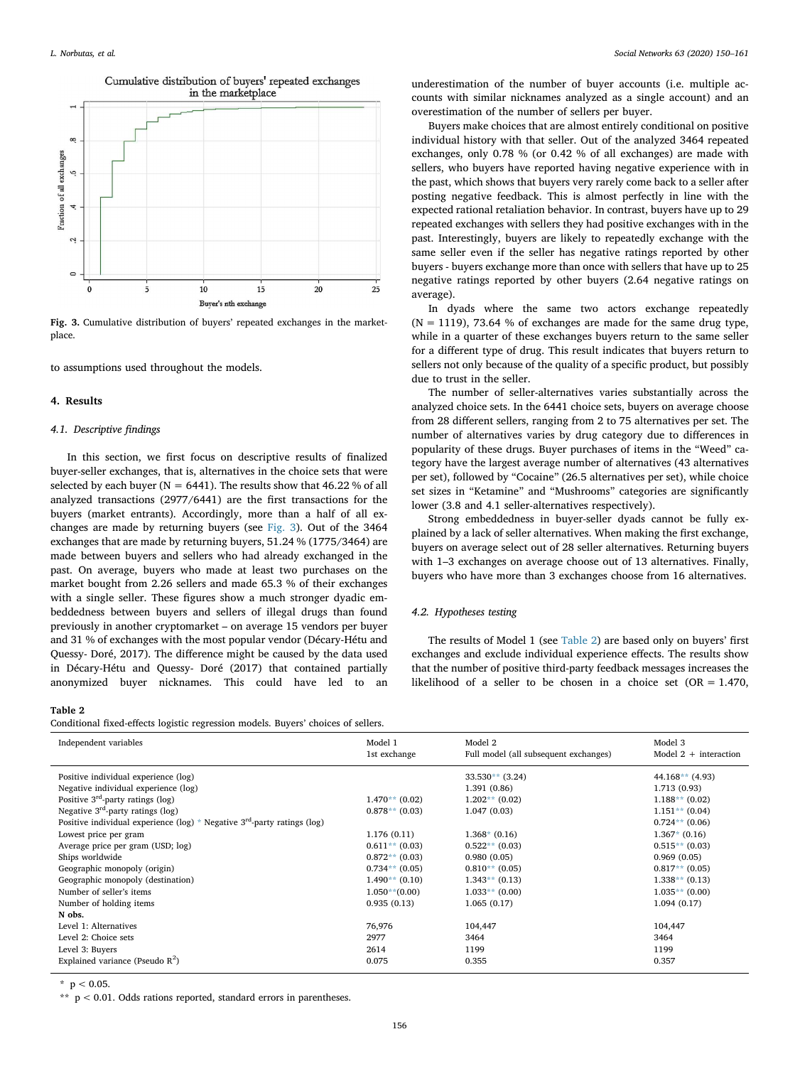Fig. 3. Cumulative distribution of buyers' repeated exchanges in the marketplace.

to assumptions used throughout the models.

## 4. Results

### 4.1. Descriptive findings

In this section, we first focus on descriptive results of finalized buyer-seller exchanges, that is, alternatives in the choice sets that were selected by each buyer (N = 6441). The results show that 46.22 % of all analyzed transactions (2977/6441) are the first transactions for the buyers (market entrants). Accordingly, more than a half of all exchanges are made by returning buyers (see Fig. 3). Out of the 3464 exchanges that are made by returning buyers, 51.24 % (1775/3464) are made between buyers and sellers who had already exchanged in the past. On average, buyers who made at least two purchases on the market bought from 2.26 sellers and made 65.3 % of their exchanges with a single seller. These figures show a much stronger dyadic embeddedness between buyers and sellers of illegal drugs than found previously in another cryptomarket – on average 15 vendors per buyer and 31 % of exchanges with the most popular vendor (Décary-Hétu and Quessy- Doré, 2017). The difference might be caused by the data used in Décary-Hétu and Quessy- Doré (2017) that contained partially anonymized buyer nicknames. This could have led to an underestimation of the number of buyer accounts (i.e. multiple accounts with similar nicknames analyzed as a single account) and an overestimation of the number of sellers per buyer.

Buyers make choices that are almost entirely conditional on positive individual history with that seller. Out of the analyzed 3464 repeated exchanges, only 0.78 % (or 0.42 % of all exchanges) are made with sellers, who buyers have reported having negative experience with in the past, which shows that buyers very rarely come back to a seller after posting negative feedback. This is almost perfectly in line with the expected rational retaliation behavior. In contrast, buyers have up to 29 repeated exchanges with sellers they had positive experiences with in the past. Interestingly, buyers are likely to repeatedly exchange with the same seller even if the seller has negative ratings reported by other buyers - buyers exchange more than once with sellers that have up to 25 negative ratings reported by other buyers (2.64 negative ratings on average).

In dyads where the same two actors exchange repeatedly (N = 1119), 73.64 % of exchanges are made for the same drug type, while in a quarter of these exchanges buyers return to the same seller for a different type of drug. This result indicates that buyers return to sellers not only because of the quality of a specific product, but possibly due to trust in the seller.

The number of seller-alternatives varies substantially across the analyzed choice sets. In the 6441 choice sets, buyers on average choose from 28 different sellers, ranging from 2 to 75 alternatives per set. The number of alternatives varies by drug category due to differences in popularity of these drugs. Buyer purchases of items in the "Weed" category have the largest average number of alternatives (43 alternatives per set), followed by "Cocaine" (26.5 alternatives per set), while choice set sizes in "Ketamine" and "Mushrooms" categories are significantly lower (3.8 and 4.1 seller-alternatives respectively).

Strong embeddedness in buyer-seller dyads cannot be fully explained by a lack of seller alternatives. When making the first exchange, buyers on average select out of 28 seller alternatives. Returning buyers with 1–3 exchanges on average choose out of 13 alternatives. Finally, buyers who have more than 3 exchanges choose from 16 alternatives.

### 4.2. Hypotheses testing

The results of Model 1 (see Table 2) are based only on buyers' first exchanges and exclude individual experience effects. The results show that the number of positive third-party feedback messages increases the likelihood of a seller to be chosen in a choice set (OR = 1.470,

**Table 2**
Conditional fixed-effects logistic regression models. Buyers' choices of sellers.

| Independent variables | Model 1 1st exchange | Model 2 Full model (all subsequent exchanges) | Model 3 Model 2 + interaction |
|---|---|---|---|
| Positive individual experience (log) | | 33.530** (3.24) | 44.168** (4.93) |
| Negative individual experience (log) | | 1.391 (0.86) | 1.713 (0.93) |
| Positive 3rd-party ratings (log) | 1.470** (0.02) | 1.202** (0.02) | 1.188** (0.02) |
| Negative 3rd-party ratings (log) | 0.878** (0.03) | 1.047 (0.03) | 1.151** (0.04) |
| Positive individual experience (log) * Negative 3rd-party ratings (log) | | | 0.724** (0.06) |
| Lowest price per gram | 1.176 (0.11) | 1.368* (0.16) | 1.367* (0.16) |
| Average price per gram (USD; log) | 0.611** (0.03) | 0.522** (0.03) | 0.515** (0.03) |
| Ships worldwide | 0.872** (0.03) | 0.980 (0.05) | 0.969 (0.05) |
| Geographic monopoly (origin) | 0.734** (0.05) | 0.810** (0.05) | 0.817** (0.05) |
| Geographic monopoly (destination) | 1.490** (0.10) | 1.343** (0.13) | 1.338** (0.13) |
| Number of seller's items | 1.050**(0.00) | 1.033** (0.00) | 1.035** (0.00) |
| Number of holding items | 0.935 (0.13) | 1.065 (0.17) | 1.094 (0.17) |
| **N obs.** | | | |
| Level 1: Alternatives | 76,976 | 104,447 | 104,447 |
| Level 2: Choice sets | 2977 | 3464 | 3464 |
| Level 3: Buyers | 2614 | 1199 | 1199 |
| Explained variance (Pseudo $R^2$) | 0.075 | 0.355 | 0.357 |

\* $p < 0.05$.

\*\* $p < 0.01$. Odds rations reported, standard errors in parentheses.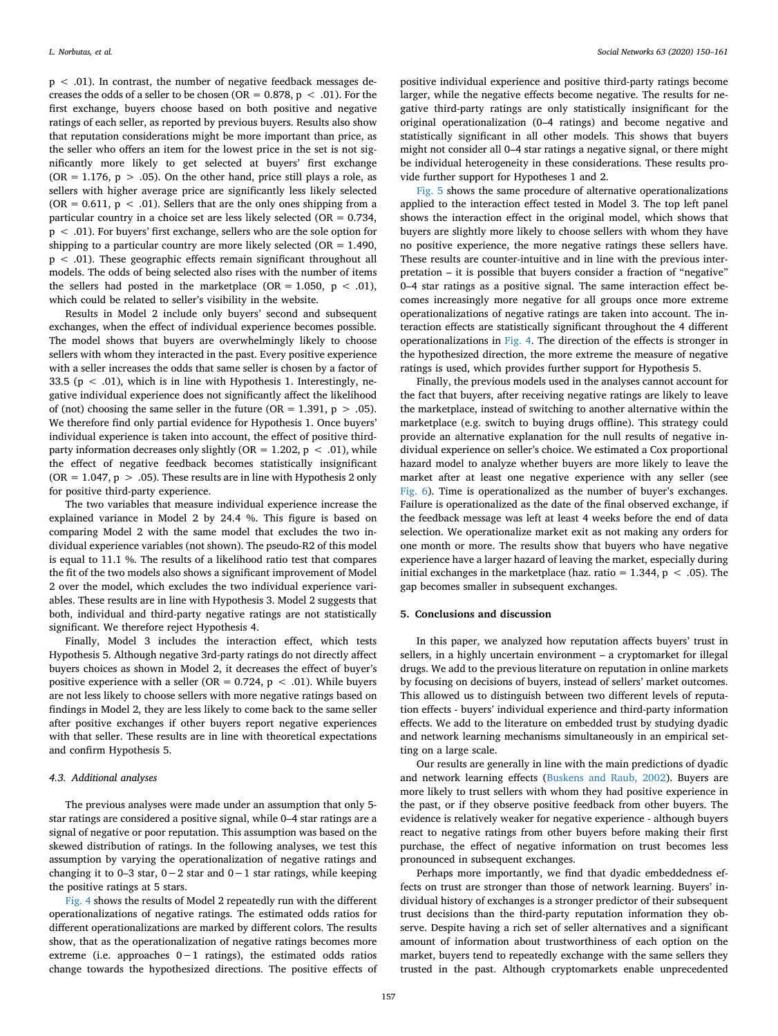p < .01). In contrast, the number of negative feedback messages decreases the odds of a seller to be chosen (OR = 0.878, $p < .01$). For the first exchange, buyers choose based on both positive and negative ratings of each seller, as reported by previous buyers. Results also show that reputation considerations might be more important than price, as the seller who offers an item for the lowest price in the set is not significantly more likely to get selected at buyers' first exchange (OR = 1.176, $p > .05$). On the other hand, price still plays a role, as sellers with higher average price are significantly less likely selected (OR = 0.611, $p < .01$). Sellers that are the only ones shipping from a particular country in a choice set are less likely selected (OR = 0.734, $p < .01$). For buyers' first exchange, sellers who are the sole option for shipping to a particular country are more likely selected (OR = 1.490, $p < .01$). These geographic effects remain significant throughout all models. The odds of being selected also rises with the number of items the sellers had posted in the marketplace (OR = 1.050, $p < .01$), which could be related to seller's visibility in the website.

Results in Model 2 include only buyers' second and subsequent exchanges, when the effect of individual experience becomes possible. The model shows that buyers are overwhelmingly likely to choose sellers with whom they interacted in the past. Every positive experience with a seller increases the odds that same seller is chosen by a factor of 33.5 ($p < .01$), which is in line with Hypothesis 1. Interestingly, negative individual experience does not significantly affect the likelihood of (not) choosing the same seller in the future (OR = 1.391, $p > .05$). We therefore find only partial evidence for Hypothesis 1. Once buyers' individual experience is taken into account, the effect of positive third-party information decreases only slightly (OR = 1.202, $p < .01$), while the effect of negative feedback becomes statistically insignificant (OR = 1.047, $p > .05$). These results are in line with Hypothesis 2 only for positive third-party experience.

The two variables that measure individual experience increase the explained variance in Model 2 by 24.4 %. This figure is based on comparing Model 2 with the same model that excludes the two individual experience variables (not shown). The pseudo-R2 of this model is equal to 11.1 %. The results of a likelihood ratio test that compares the fit of the two models also shows a significant improvement of Model 2 over the model, which excludes the two individual experience variables. These results are in line with Hypothesis 3. Model 2 suggests that both, individual and third-party negative ratings are not statistically significant. We therefore reject Hypothesis 4.

Finally, Model 3 includes the interaction effect, which tests Hypothesis 5. Although negative 3rd-party ratings do not directly affect buyers choices as shown in Model 2, it decreases the effect of buyer's positive experience with a seller (OR = 0.724, $p < .01$). While buyers are not less likely to choose sellers with more negative ratings based on findings in Model 2, they are less likely to come back to the same seller after positive exchanges if other buyers report negative experiences with that seller. These results are in line with theoretical expectations and confirm Hypothesis 5.

### 4.3. Additional analyses

The previous analyses were made under an assumption that only 5-star ratings are considered a positive signal, while 0–4 star ratings are a signal of negative or poor reputation. This assumption was based on the skewed distribution of ratings. In the following analyses, we test this assumption by varying the operationalization of negative ratings and changing it to 0–3 star, $0-2$ star and $0-1$ star ratings, while keeping the positive ratings at 5 stars.

Fig. 4 shows the results of Model 2 repeatedly run with the different operationalizations of negative ratings. The estimated odds ratios for different operationalizations are marked by different colors. The results show, that as the operationalization of negative ratings becomes more extreme (i.e. approaches $0-1$ ratings), the estimated odds ratios change towards the hypothesized directions. The positive effects of positive individual experience and positive third-party ratings become larger, while the negative effects become negative. The results for negative third-party ratings are only statistically insignificant for the original operationalization (0–4 ratings) and become negative and statistically significant in all other models. This shows that buyers might not consider all 0–4 star ratings a negative signal, or there might be individual heterogeneity in these considerations. These results provide further support for Hypotheses 1 and 2.

Fig. 5 shows the same procedure of alternative operationalizations applied to the interaction effect tested in Model 3. The top left panel shows the interaction effect in the original model, which shows that buyers are slightly more likely to choose sellers with whom they have no positive experience, the more negative ratings these sellers have. These results are counter-intuitive and in line with the previous interpretation – it is possible that buyers consider a fraction of "negative" 0–4 star ratings as a positive signal. The same interaction effect becomes increasingly more negative for all groups once more extreme operationalizations of negative ratings are taken into account. The interaction effects are statistically significant throughout the 4 different operationalizations in Fig. 4. The direction of the effects is stronger in the hypothesized direction, the more extreme the measure of negative ratings is used, which provides further support for Hypothesis 5.

Finally, the previous models used in the analyses cannot account for the fact that buyers, after receiving negative ratings are likely to leave the marketplace, instead of switching to another alternative within the marketplace (e.g. switch to buying drugs offline). This strategy could provide an alternative explanation for the null results of negative individual experience on seller's choice. We estimated a Cox proportional hazard model to analyze whether buyers are more likely to leave the market after at least one negative experience with any seller (see Fig. 6). Time is operationalized as the number of buyer's exchanges. Failure is operationalized as the date of the final observed exchange, if the feedback message was left at least 4 weeks before the end of data selection. We operationalize market exit as not making any orders for one month or more. The results show that buyers who have negative experience have a larger hazard of leaving the market, especially during initial exchanges in the marketplace (haz. ratio = 1.344, $p < .05$). The gap becomes smaller in subsequent exchanges.

## 5. Conclusions and discussion

In this paper, we analyzed how reputation affects buyers' trust in sellers, in a highly uncertain environment – a cryptomarket for illegal drugs. We add to the previous literature on reputation in online markets by focusing on decisions of buyers, instead of sellers' market outcomes. This allowed us to distinguish between two different levels of reputation effects - buyers' individual experience and third-party information effects. We add to the literature on embedded trust by studying dyadic and network learning mechanisms simultaneously in an empirical setting on a large scale.

Our results are generally in line with the main predictions of dyadic and network learning effects (Buskens and Raub, 2002). Buyers are more likely to trust sellers with whom they had positive experience in the past, or if they observe positive feedback from other buyers. The evidence is relatively weaker for negative experience - although buyers react to negative ratings from other buyers before making their first purchase, the effect of negative information on trust becomes less pronounced in subsequent exchanges.

Perhaps more importantly, we find that dyadic embeddedness effects on trust are stronger than those of network learning. Buyers' individual history of exchanges is a stronger predictor of their subsequent trust decisions than the third-party reputation information they observe. Despite having a rich set of seller alternatives and a significant amount of information about trustworthiness of each option on the market, buyers tend to repeatedly exchange with the same sellers they trusted in the past. Although cryptomarkets enable unprecedented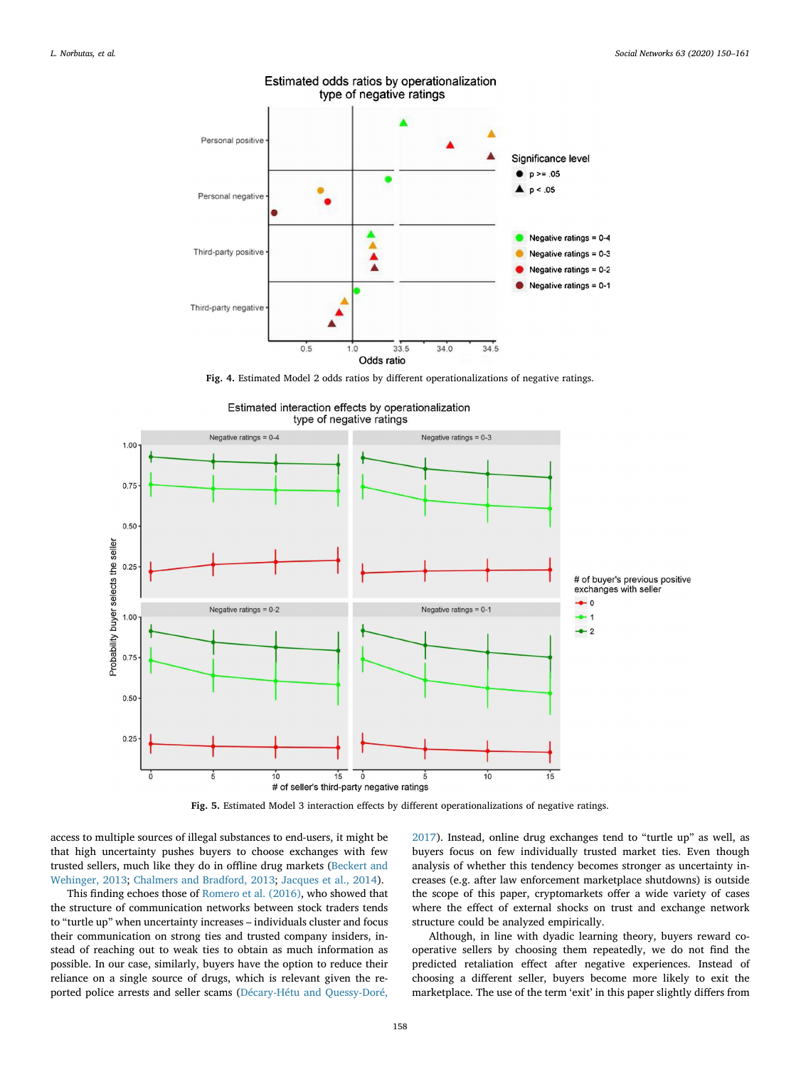Fig. 4. Estimated Model 2 odds ratios by different operationalizations of negative ratings.

Fig. 5. Estimated Model 3 interaction effects by different operationalizations of negative ratings.

access to multiple sources of illegal substances to end-users, it might be that high uncertainty pushes buyers to choose exchanges with few trusted sellers, much like they do in offline drug markets (Beckert and Wehinger, 2013; Chalmers and Bradford, 2013; Jacques et al., 2014).

This finding echoes those of Romero et al. (2016), who showed that the structure of communication networks between stock traders tends to "turtle up" when uncertainty increases – individuals cluster and focus their communication on strong ties and trusted company insiders, instead of reaching out to weak ties to obtain as much information as possible. In our case, similarly, buyers have the option to reduce their reliance on a single source of drugs, which is relevant given the reported police arrests and seller scams (Décary-Hétu and Quessy-Doré, 2017). Instead, online drug exchanges tend to "turtle up" as well, as buyers focus on few individually trusted market ties. Even though analysis of whether this tendency becomes stronger as uncertainty increases (e.g. after law enforcement marketplace shutdowns) is outside the scope of this paper, cryptomarkets offer a wide variety of cases where the effect of external shocks on trust and exchange network structure could be analyzed empirically.

Although, in line with dyadic learning theory, buyers reward cooperative sellers by choosing them repeatedly, we do not find the predicted retaliation effect after negative experiences. Instead of choosing a different seller, buyers become more likely to exit the marketplace. The use of the term 'exit' in this paper slightly differs from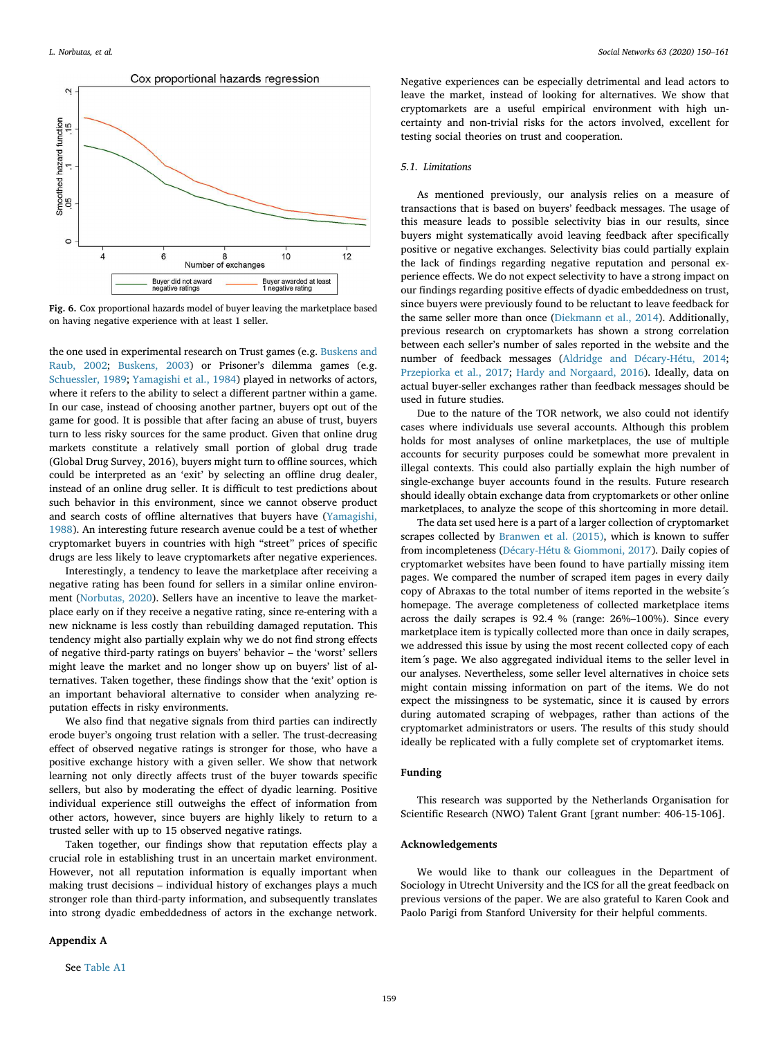**Fig. 6.** Cox proportional hazards model of buyer leaving the marketplace based on having negative experience with at least 1 seller.

the one used in experimental research on Trust games (e.g. Buskens and Raub, 2002; Buskens, 2003) or Prisoner's dilemma games (e.g. Schuessler, 1989; Yamagishi et al., 1984) played in networks of actors, where it refers to the ability to select a different partner within a game. In our case, instead of choosing another partner, buyers opt out of the game for good. It is possible that after facing an abuse of trust, buyers turn to less risky sources for the same product. Given that online drug markets constitute a relatively small portion of global drug trade (Global Drug Survey, 2016), buyers might turn to offline sources, which could be interpreted as an 'exit' by selecting an offline drug dealer, instead of an online drug seller. It is difficult to test predictions about such behavior in this environment, since we cannot observe product and search costs of offline alternatives that buyers have (Yamagishi, 1988). An interesting future research avenue could be a test of whether cryptomarket buyers in countries with high "street" prices of specific drugs are less likely to leave cryptomarkets after negative experiences.

Interestingly, a tendency to leave the marketplace after receiving a negative rating has been found for sellers in a similar online environment (Norbutas, 2020). Sellers have an incentive to leave the marketplace early on if they receive a negative rating, since re-entering with a new nickname is less costly than rebuilding damaged reputation. This tendency might also partially explain why we do not find strong effects of negative third-party ratings on buyers' behavior – the 'worst' sellers might leave the market and no longer show up on buyers' list of alternatives. Taken together, these findings show that the 'exit' option is an important behavioral alternative to consider when analyzing reputation effects in risky environments.

We also find that negative signals from third parties can indirectly erode buyer's ongoing trust relation with a seller. The trust-decreasing effect of observed negative ratings is stronger for those, who have a positive exchange history with a given seller. We show that network learning not only directly affects trust of the buyer towards specific sellers, but also by moderating the effect of dyadic learning. Positive individual experience still outweighs the effect of information from other actors, however, since buyers are highly likely to return to a trusted seller with up to 15 observed negative ratings.

Taken together, our findings show that reputation effects play a crucial role in establishing trust in an uncertain market environment. However, not all reputation information is equally important when making trust decisions – individual history of exchanges plays a much stronger role than third-party information, and subsequently translates into strong dyadic embeddedness of actors in the exchange network. Negative experiences can be especially detrimental and lead actors to leave the market, instead of looking for alternatives. We show that cryptomarkets are a useful empirical environment with high uncertainty and non-trivial risks for the actors involved, excellent for testing social theories on trust and cooperation.

### 5.1. Limitations

As mentioned previously, our analysis relies on a measure of transactions that is based on buyers' feedback messages. The usage of this measure leads to possible selectivity bias in our results, since buyers might systematically avoid leaving feedback after specifically positive or negative exchanges. Selectivity bias could partially explain the lack of findings regarding negative reputation and personal experience effects. We do not expect selectivity to have a strong impact on our findings regarding positive effects of dyadic embeddedness on trust, since buyers were previously found to be reluctant to leave feedback for the same seller more than once (Diekmann et al., 2014). Additionally, previous research on cryptomarkets has shown a strong correlation between each seller's number of sales reported in the website and the number of feedback messages (Aldridge and Décary-Hétu, 2014; Przepiorka et al., 2017; Hardy and Norgaard, 2016). Ideally, data on actual buyer-seller exchanges rather than feedback messages should be used in future studies.

Due to the nature of the TOR network, we also could not identify cases where individuals use several accounts. Although this problem holds for most analyses of online marketplaces, the use of multiple accounts for security purposes could be somewhat more prevalent in illegal contexts. This could also partially explain the high number of single-exchange buyer accounts found in the results. Future research should ideally obtain exchange data from cryptomarkets or other online marketplaces, to analyze the scope of this shortcoming in more detail.

The data set used here is a part of a larger collection of cryptomarket scrapes collected by Branwen et al. (2015), which is known to suffer from incompleteness (Décary-Hétu & Giommoni, 2017). Daily copies of cryptomarket websites have been found to have partially missing item pages. We compared the number of scraped item pages in every daily copy of Abraxas to the total number of items reported in the website´s homepage. The average completeness of collected marketplace items across the daily scrapes is 92.4 % (range: 26%–100%). Since every marketplace item is typically collected more than once in daily scrapes, we addressed this issue by using the most recent collected copy of each item´s page. We also aggregated individual items to the seller level in our analyses. Nevertheless, some seller level alternatives in choice sets might contain missing information on part of the items. We do not expect the missingness to be systematic, since it is caused by errors during automated scraping of webpages, rather than actions of the cryptomarket administrators or users. The results of this study should ideally be replicated with a fully complete set of cryptomarket items.

## Funding

This research was supported by the Netherlands Organisation for Scientific Research (NWO) Talent Grant [grant number: 406-15-106].

## Acknowledgements

We would like to thank our colleagues in the Department of Sociology in Utrecht University and the ICS for all the great feedback on previous versions of the paper. We are also grateful to Karen Cook and Paolo Parigi from Stanford University for their helpful comments.

## Appendix A

See Table A1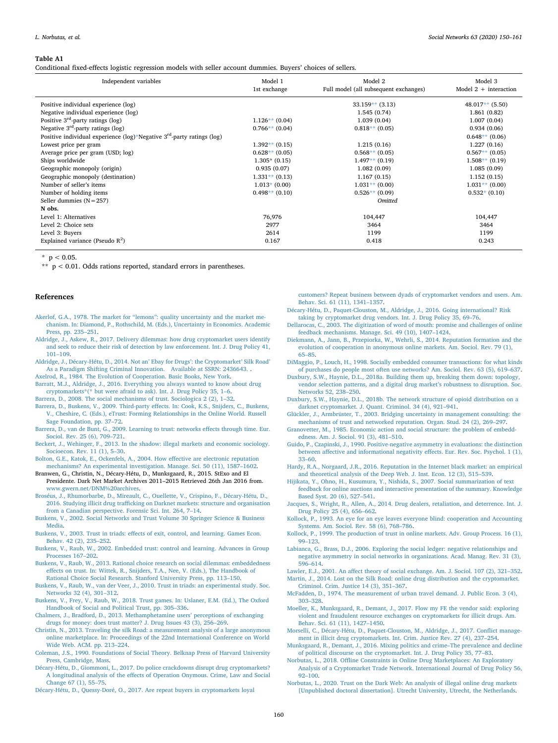**Table A1**

Conditional fixed-effects logistic regression models with seller account dummies. Buyers' choices of sellers.

| Independent variables | Model 1<br>1st exchange | Model 2<br>Full model (all subsequent exchanges) | Model 3<br>Model 2 + interaction |
|---|---|---|---|
| Positive individual experience (log) | | 33.159** (3.13) | 48.017** (5.50) |
| Negative individual experience (log) | | 1.545 (0.74) | 1.861 (0.82) |
| Positive 3rd-party ratings (log) | 1.126** (0.04) | 1.039 (0.04) | 1.007 (0.04) |
| Negative 3rd-party ratings (log) | 0.766** (0.04) | 0.818** (0.05) | 0.934 (0.06) |
| Positive individual experience (log)*Negative 3rd-party ratings (log) | | | 0.648** (0.06) |
| Lowest price per gram | 1.392** (0.15) | 1.215 (0.16) | 1.227 (0.16) |
| Average price per gram (USD; log) | 0.628** (0.05) | 0.568** (0.05) | 0.567** (0.05) |
| Ships worldwide | 1.305* (0.15) | 1.497** (0.19) | 1.508** (0.19) |
| Geographic monopoly (origin) | 0.935 (0.07) | 1.082 (0.09) | 1.085 (0.09) |
| Geographic monopoly (destination) | 1.331** (0.13) | 1.167 (0.15) | 1.152 (0.15) |
| Number of seller's items | 1.013* (0.00) | 1.031** (0.00) | 1.031** (0.00) |
| Number of holding items | 0.498** (0.10) | 0.526** (0.09) | 0.532* (0.10) |
| Seller dummies (N = 257) | | *Omitted* | |
| **N obs.** | | | |
| Level 1: Alternatives | 76,976 | 104,447 | 104,447 |
| Level 2: Choice sets | 2977 | 3464 | 3464 |
| Level 3: Buyers | 2614 | 1199 | 1199 |
| Explained variance (Pseudo $R^2$) | 0.167 | 0.418 | 0.243 |

\* $p < 0.05$.

\*\* $p < 0.01$. Odds rations reported, standard errors in parentheses.

## References

Akerlof, G.A., 1978. The market for "lemons": quality uncertainty and the market mechanism. In: Diamond, P., Rothschild, M. (Eds.), Uncertainty in Economics. Academic Press, pp. 235–251.

Aldridge, J., Askew, R., 2017. Delivery dilemmas: how drug cryptomarket users identify and seek to reduce their risk of detection by law enforcement. Int. J. Drug Policy 41, 101–109.

Aldridge, J., Décary-Hétu, D., 2014. Not an' Ebay for Drugs': the Cryptomarket' Silk Road' As a Paradigm Shifting Criminal Innovation. Available at SSRN: 2436643. .

Axelrod, R., 1984. The Evolution of Cooperation. Basic Books, New York.

Barratt, M.J., Aldridge, J., 2016. Everything you always wanted to know about drug cryptomarkets*(* but were afraid to ask). Int. J. Drug Policy 35, 1–6.

Barrera, D., 2008. The social mechanisms of trust. Sociologica 2 (2), 1–32.

Barrera, D., Buskens, V., 2009. Third-party effects. In: Cook, K.S., Snijders, C., Buskens, V., Cheshire, C. (Eds.), eTrust: Forming Relationships in the Online World. Russell Sage Foundation, pp. 37–72.

Barrera, D., van de Bunt, G., 2009. Learning to trust: networks effects through time. Eur. Sociol. Rev. 25 (6), 709–721.

Beckert, J., Wehinger, F., 2013. In the shadow: illegal markets and economic sociology. Socioecon. Rev. 11 (1), 5–30.

Bolton, G.E., Katok, E., Ockenfels, A., 2004. How effective are electronic reputation mechanisms? An experimental investigation. Manage. Sci. 50 (11), 1587–1602.

Branwen, G., Christin, N., Décary-Hétu, D., Munksgaard, R., 2015. StExo and El Presidente. Dark Net Market Archives 2011–2015 Retrieved 26th Jan 2016 from. www.gwern.net/DNM%20archives.

Broséus, J., Rhumorbarbe, D., Mireault, C., Ouellette, V., Crispino, F., Décary-Hétu, D., 2016. Studying illicit drug trafficking on Darknet markets: structure and organisation from a Canadian perspective. Forensic Sci. Int. 264, 7–14.

Buskens, V., 2002. Social Networks and Trust Volume 30 Springer Science & Business Media.

Buskens, V., 2003. Trust in triads: effects of exit, control, and learning. Games Econ. Behav. 42 (2), 235–252.

Buskens, V., Raub, W., 2002. Embedded trust: control and learning. Advances in Group Processes 167–202.

Buskens, V., Raub, W., 2013. Rational choice research on social dilemmas: embeddedness effects on trust. In: Wittek, R., Snijders, T.A., Nee, V. (Eds.), The Handbook of Rational Choice Social Research. Stanford University Press, pp. 113–150.

Buskens, V., Raub, W., van der Veer, J., 2010. Trust in triads: an experimental study. Soc. Networks 32 (4), 301–312.

Buskens, V., Frey, V., Raub, W., 2018. Trust games. In: Uslaner, E.M. (Ed.), The Oxford Handbook of Social and Political Trust, pp. 305–336.

Chalmers, J., Bradford, D., 2013. Methamphetamine users' perceptions of exchanging drugs for money: does trust matter? J. Drug Issues 43 (3), 256–269.

Christin, N., 2013. Traveling the silk Road: a measurement analysis of a large anonymous online marketplace. In: Proceedings of the 22nd International Conference on World Wide Web. ACM. pp. 213–224.

Coleman, J.S., 1990. Foundations of Social Theory. Belknap Press of Harvard University Press, Cambridge, Mass.

Décary-Hétu, D., Giommoni, L., 2017. Do police crackdowns disrupt drug cryptomarkets? A longitudinal analysis of the effects of Operation Onymous. Crime, Law and Social Change 67 (1), 55–75.

Décary-Hétu, D., Quessy-Doré, O., 2017. Are repeat buyers in cryptomarkets loyal customers? Repeat business between dyads of cryptomarket vendors and users. Am. Behav. Sci. 61 (11), 1341–1357.

Décary-Hétu, D., Paquet-Clouston, M., Aldridge, J., 2016. Going international? Risk taking by cryptomarket drug vendors. Int. J. Drug Policy 35, 69–76.

Dellarocas, C., 2003. The digitization of word of mouth: promise and challenges of online feedback mechanisms. Manage. Sci. 49 (10), 1407–1424.

Diekmann, A., Jann, B., Przepiorka, W., Wehrli, S., 2014. Reputation formation and the evolution of cooperation in anonymous online markets. Am. Sociol. Rev. 79 (1), 65–85.

DiMaggio, P., Louch, H., 1998. Socially embedded consumer transactions: for what kinds of purchases do people most often use networks? Am. Sociol. Rev. 63 (5), 619–637.

Duxbury, S.W., Haynie, D.L., 2018a. Building them up, breaking them down: topology, vendor selection patterns, and a digital drug market's robustness to disruption. Soc. Networks 52, 238–250.

Duxbury, S.W., Haynie, D.L., 2018b. The network structure of opioid distribution on a darknet cryptomarket. J. Quant. Criminol. 34 (4), 921–941.

Glückler, J., Armbrüster, T., 2003. Bridging uncertainty in management consulting: the mechanisms of trust and networked reputation. Organ. Stud. 24 (2), 269–297.

Granovetter, M., 1985. Economic action and social structure: the problem of embeddedness. Am. J. Sociol. 91 (3), 481–510.

Guido, P., Czapinski, J., 1990. Positive-negative asymmetry in evaluations: the distinction between affective and informational negativity effects. Eur. Rev. Soc. Psychol. 1 (1), 33–60.

Hardy, R.A., Norgaard, J.R., 2016. Reputation in the Internet black market: an empirical and theoretical analysis of the Deep Web. J. Inst. Econ. 12 (3), 515–539.

Hijikata, Y., Ohno, H., Kusumura, Y., Nishida, S., 2007. Social summarization of text feedback for online auctions and interactive presentation of the summary. Knowledge Based Syst. 20 (6), 527–541.

Jacques, S., Wright, R., Allen, A., 2014. Drug dealers, retaliation, and deterrence. Int. J. Drug Policy 25 (4), 656–662.

Kollock, P., 1993. An eye for an eye leaves everyone blind: cooperation and Accounting Systems. Am. Sociol. Rev. 58 (6), 768–786.

Kollock, P., 1999. The production of trust in online markets. Adv. Group Process. 16 (1), 99–123.

Labianca, G., Brass, D.J., 2006. Exploring the social ledger: negative relationships and negative asymmetry in social networks in organizations. Acad. Manag. Rev. 31 (3), 596–614.

Lawler, E.J., 2001. An affect theory of social exchange. Am. J. Sociol. 107 (2), 321–352.

Martin, J., 2014. Lost on the Silk Road: online drug distribution and the cryptomarket. Criminol. Crim. Justice 14 (3), 351–367.

McFadden, D., 1974. The measurement of urban travel demand. J. Public Econ. 3 (4), 303–328.

Moeller, K., Munksgaard, R., Demant, J., 2017. Flow my FE the vendor said: exploring violent and fraudulent resource exchanges on cryptomarkets for illicit drugs. Am. Behav. Sci. 61 (11), 1427–1450.

Morselli, C., Décary-Hétu, D., Paquet-Clouston, M., Aldridge, J., 2017. Conflict management in illicit drug cryptomarkets. Int. Crim. Justice Rev. 27 (4), 237–254.

Munksgaard, R., Demant, J., 2016. Mixing politics and crime–The prevalence and decline of political discourse on the cryptomarket. Int. J. Drug Policy 35, 77–83.

Norbutas, L., 2018. Offline Constraints in Online Drug Marketplaces: An Exploratory Analysis of a Cryptomarket Trade Network. International Journal of Drug Policy 56, 92–100.

Norbutas, L., 2020. Trust on the Dark Web: An analysis of illegal online drug markets [Unpublished doctoral dissertation]. Utrecht University, Utrecht, the Netherlands.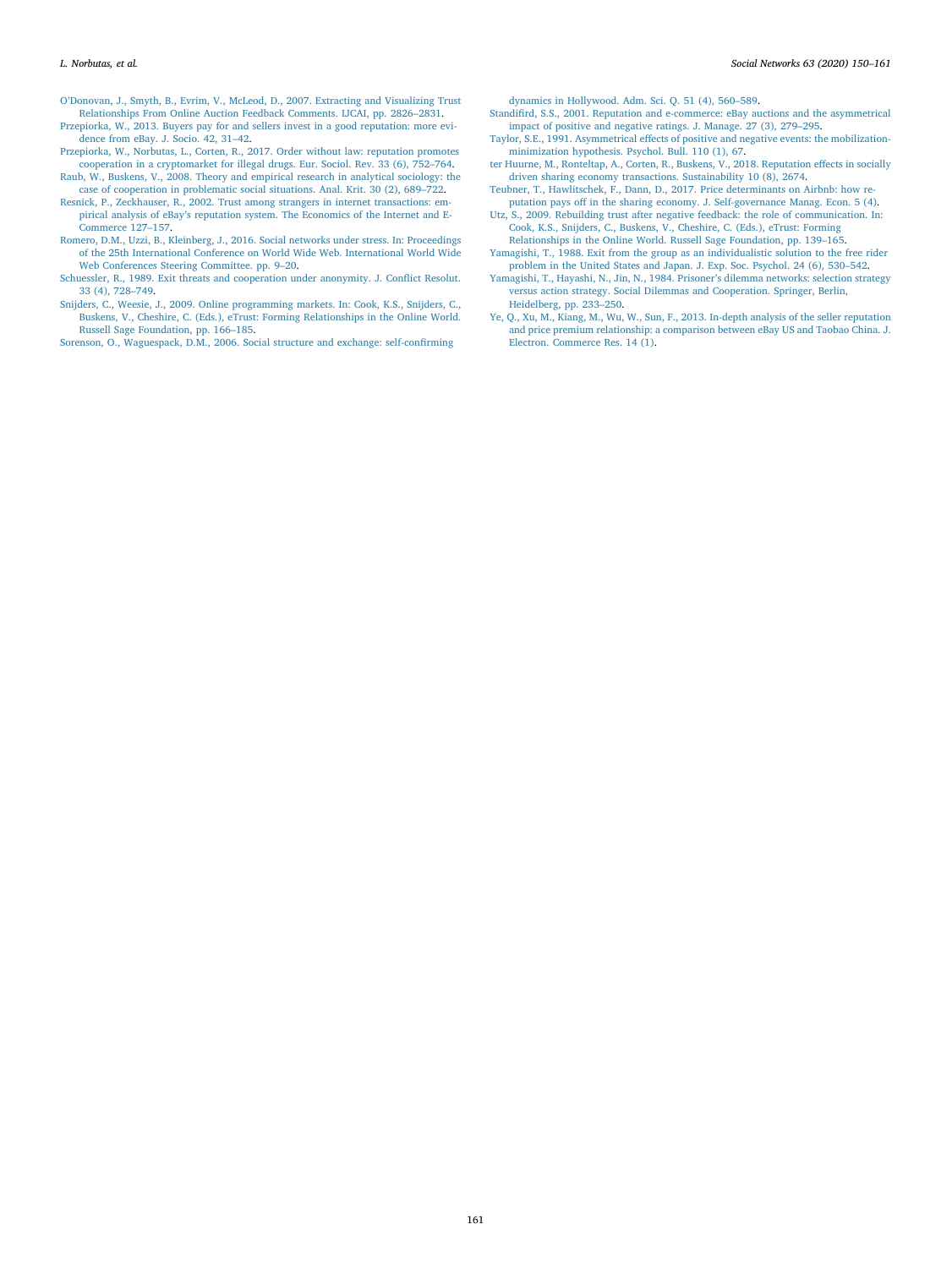O'Donovan, J., Smyth, B., Evrim, V., McLeod, D., 2007. Extracting and Visualizing Trust Relationships From Online Auction Feedback Comments. IJCAI, pp. 2826–2831.

Przepiorka, W., 2013. Buyers pay for and sellers invest in a good reputation: more evidence from eBay. J. Socio. 42, 31–42.

Przepiorka, W., Norbutas, L., Corten, R., 2017. Order without law: reputation promotes cooperation in a cryptomarket for illegal drugs. Eur. Sociol. Rev. 33 (6), 752–764.

Raub, W., Buskens, V., 2008. Theory and empirical research in analytical sociology: the case of cooperation in problematic social situations. Anal. Krit. 30 (2), 689–722.

Resnick, P., Zeckhauser, R., 2002. Trust among strangers in internet transactions: empirical analysis of eBay's reputation system. The Economics of the Internet and E-Commerce 127–157.

Romero, D.M., Uzzi, B., Kleinberg, J., 2016. Social networks under stress. In: Proceedings of the 25th International Conference on World Wide Web. International World Wide Web Conferences Steering Committee. pp. 9–20.

Schuessler, R., 1989. Exit threats and cooperation under anonymity. J. Conflict Resolut. 33 (4), 728–749.

Snijders, C., Weesie, J., 2009. Online programming markets. In: Cook, K.S., Snijders, C., Buskens, V., Cheshire, C. (Eds.), eTrust: Forming Relationships in the Online World. Russell Sage Foundation, pp. 166–185.

Sorenson, O., Waguespack, D.M., 2006. Social structure and exchange: self-confirming dynamics in Hollywood. Adm. Sci. Q. 51 (4), 560–589.

Standifird, S.S., 2001. Reputation and e-commerce: eBay auctions and the asymmetrical impact of positive and negative ratings. J. Manage. 27 (3), 279–295.

Taylor, S.E., 1991. Asymmetrical effects of positive and negative events: the mobilization-minimization hypothesis. Psychol. Bull. 110 (1), 67.

ter Huurne, M., Ronteltap, A., Corten, R., Buskens, V., 2018. Reputation effects in socially driven sharing economy transactions. Sustainability 10 (8), 2674.

Teubner, T., Hawlitschek, F., Dann, D., 2017. Price determinants on Airbnb: how reputation pays off in the sharing economy. J. Self-governance Manag. Econ. 5 (4).

Utz, S., 2009. Rebuilding trust after negative feedback: the role of communication. In: Cook, K.S., Snijders, C., Buskens, V., Cheshire, C. (Eds.), eTrust: Forming Relationships in the Online World. Russell Sage Foundation, pp. 139–165.

Yamagishi, T., 1988. Exit from the group as an individualistic solution to the free rider problem in the United States and Japan. J. Exp. Soc. Psychol. 24 (6), 530–542.

Yamagishi, T., Hayashi, N., Jin, N., 1984. Prisoner's dilemma networks: selection strategy versus action strategy. Social Dilemmas and Cooperation. Springer, Berlin, Heidelberg, pp. 233–250.

Ye, Q., Xu, M., Kiang, M., Wu, W., Sun, F., 2013. In-depth analysis of the seller reputation and price premium relationship: a comparison between eBay US and Taobao China. J. Electron. Commerce Res. 14 (1).